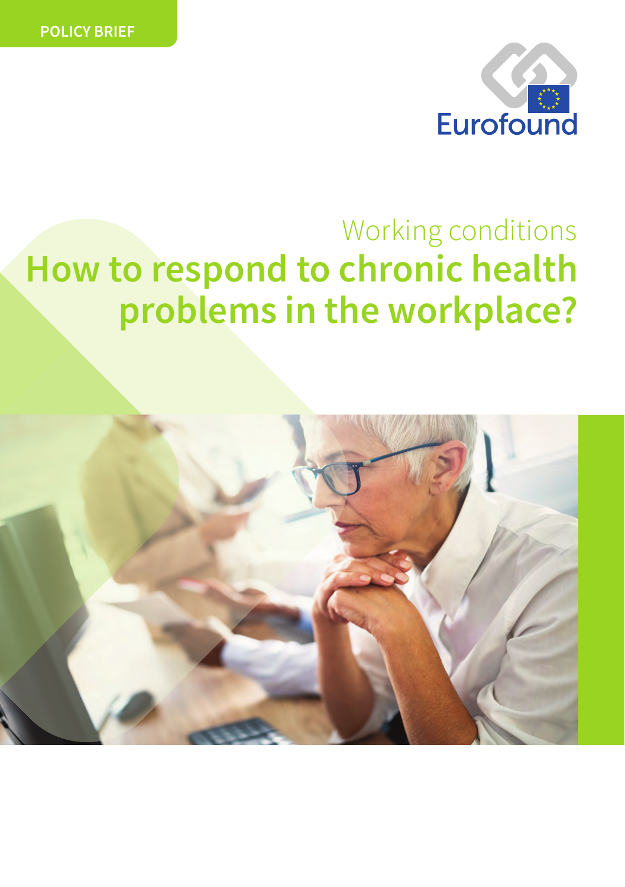POLICY BRIEF

Eurofound

Working conditions

# How to respond to chronic health problems in the workplace?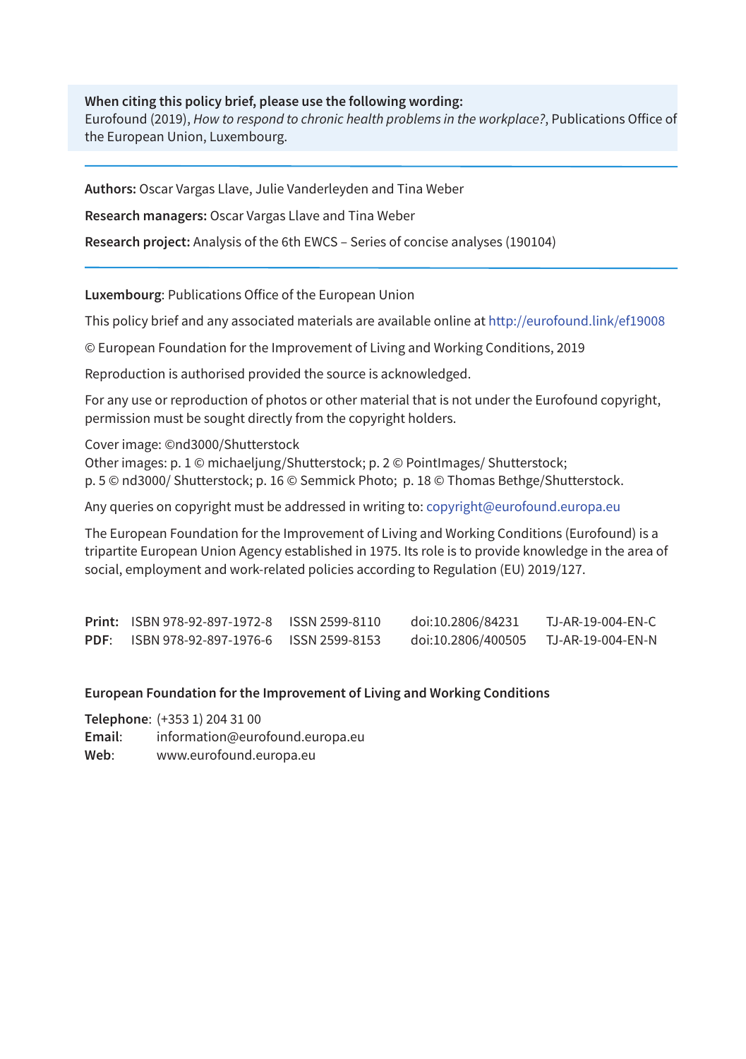**When citing this policy brief, please use the following wording:**
Eurofound (2019), *How to respond to chronic health problems in the workplace?*, Publications Office of the European Union, Luxembourg.

---

**Authors:** Oscar Vargas Llave, Julie Vanderleyden and Tina Weber

**Research managers:** Oscar Vargas Llave and Tina Weber

**Research project:** Analysis of the 6th EWCS – Series of concise analyses (190104)

---

**Luxembourg**: Publications Office of the European Union

This policy brief and any associated materials are available online at http://eurofound.link/ef19008

© European Foundation for the Improvement of Living and Working Conditions, 2019

Reproduction is authorised provided the source is acknowledged.

For any use or reproduction of photos or other material that is not under the Eurofound copyright, permission must be sought directly from the copyright holders.

Cover image: ©nd3000/Shutterstock
Other images: p. 1 © michaeljung/Shutterstock; p. 2 © PointImages/ Shutterstock;
p. 5 © nd3000/ Shutterstock; p. 16 © Semmick Photo; p. 18 © Thomas Bethge/Shutterstock.

Any queries on copyright must be addressed in writing to: copyright@eurofound.europa.eu

The European Foundation for the Improvement of Living and Working Conditions (Eurofound) is a tripartite European Union Agency established in 1975. Its role is to provide knowledge in the area of social, employment and work-related policies according to Regulation (EU) 2019/127.

| | | | | |
|---|---|---|---|---|
| **Print:** | ISBN 978-92-897-1972-8 | ISSN 2599-8110 | doi:10.2806/84231 | TJ-AR-19-004-EN-C |
| **PDF**: | ISBN 978-92-897-1976-6 | ISSN 2599-8153 | doi:10.2806/400505 | TJ-AR-19-004-EN-N |

**European Foundation for the Improvement of Living and Working Conditions**

**Telephone**: (+353 1) 204 31 00
**Email**: information@eurofound.europa.eu
**Web**: www.eurofound.europa.eu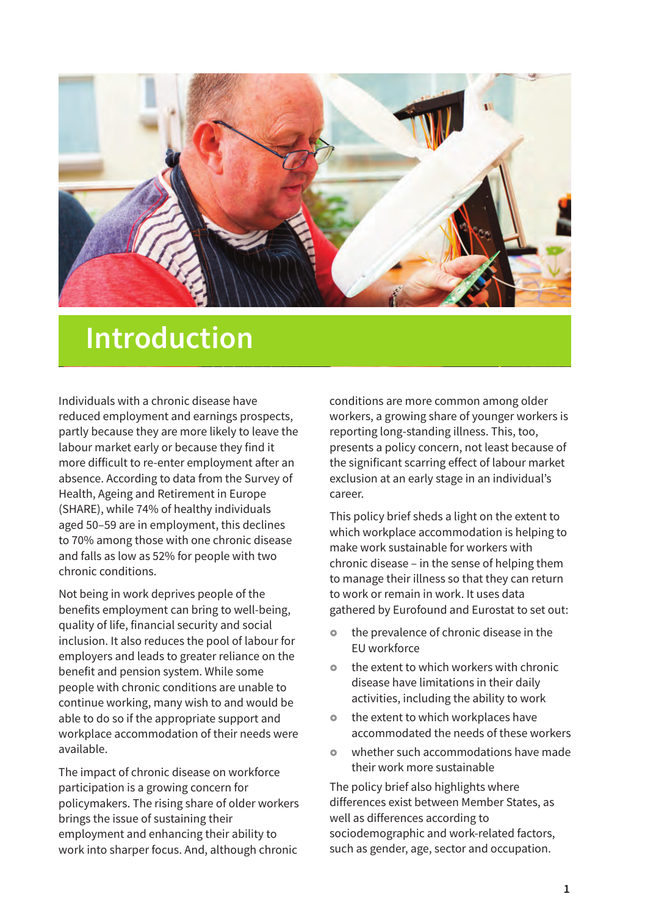# Introduction

Individuals with a chronic disease have reduced employment and earnings prospects, partly because they are more likely to leave the labour market early or because they find it more difficult to re-enter employment after an absence. According to data from the Survey of Health, Ageing and Retirement in Europe (SHARE), while 74% of healthy individuals aged 50–59 are in employment, this declines to 70% among those with one chronic disease and falls as low as 52% for people with two chronic conditions.

Not being in work deprives people of the benefits employment can bring to well-being, quality of life, financial security and social inclusion. It also reduces the pool of labour for employers and leads to greater reliance on the benefit and pension system. While some people with chronic conditions are unable to continue working, many wish to and would be able to do so if the appropriate support and workplace accommodation of their needs were available.

The impact of chronic disease on workforce participation is a growing concern for policymakers. The rising share of older workers brings the issue of sustaining their employment and enhancing their ability to work into sharper focus. And, although chronic conditions are more common among older workers, a growing share of younger workers is reporting long-standing illness. This, too, presents a policy concern, not least because of the significant scarring effect of labour market exclusion at an early stage in an individual's career.

This policy brief sheds a light on the extent to which workplace accommodation is helping to make work sustainable for workers with chronic disease – in the sense of helping them to manage their illness so that they can return to work or remain in work. It uses data gathered by Eurofound and Eurostat to set out:

- the prevalence of chronic disease in the EU workforce
- the extent to which workers with chronic disease have limitations in their daily activities, including the ability to work
- the extent to which workplaces have accommodated the needs of these workers
- whether such accommodations have made their work more sustainable

The policy brief also highlights where differences exist between Member States, as well as differences according to sociodemographic and work-related factors, such as gender, age, sector and occupation.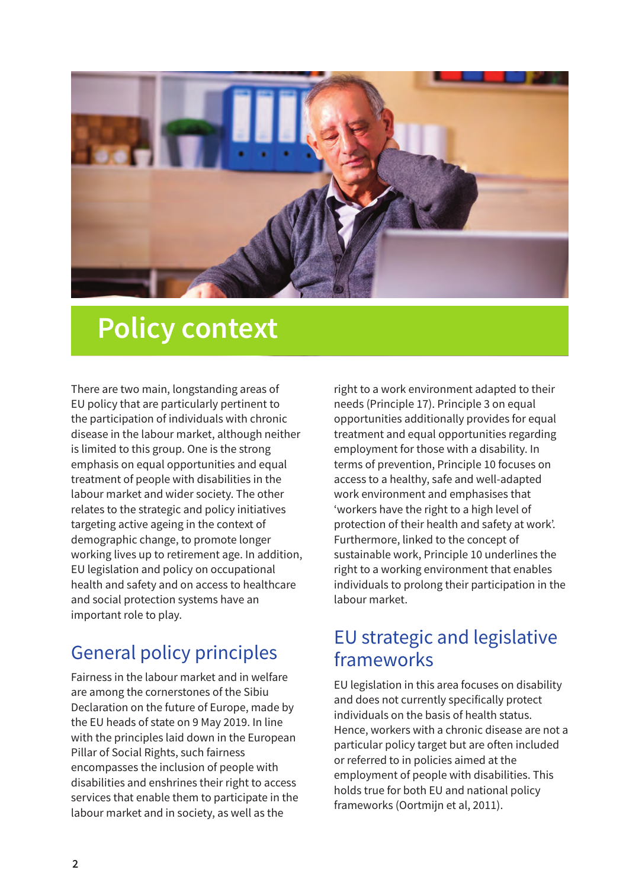# Policy context

There are two main, longstanding areas of EU policy that are particularly pertinent to the participation of individuals with chronic disease in the labour market, although neither is limited to this group. One is the strong emphasis on equal opportunities and equal treatment of people with disabilities in the labour market and wider society. The other relates to the strategic and policy initiatives targeting active ageing in the context of demographic change, to promote longer working lives up to retirement age. In addition, EU legislation and policy on occupational health and safety and on access to healthcare and social protection systems have an important role to play.

## General policy principles

Fairness in the labour market and in welfare are among the cornerstones of the Sibiu Declaration on the future of Europe, made by the EU heads of state on 9 May 2019. In line with the principles laid down in the European Pillar of Social Rights, such fairness encompasses the inclusion of people with disabilities and enshrines their right to access services that enable them to participate in the labour market and in society, as well as the right to a work environment adapted to their needs (Principle 17). Principle 3 on equal opportunities additionally provides for equal treatment and equal opportunities regarding employment for those with a disability. In terms of prevention, Principle 10 focuses on access to a healthy, safe and well-adapted work environment and emphasises that 'workers have the right to a high level of protection of their health and safety at work'. Furthermore, linked to the concept of sustainable work, Principle 10 underlines the right to a working environment that enables individuals to prolong their participation in the labour market.

## EU strategic and legislative frameworks

EU legislation in this area focuses on disability and does not currently specifically protect individuals on the basis of health status. Hence, workers with a chronic disease are not a particular policy target but are often included or referred to in policies aimed at the employment of people with disabilities. This holds true for both EU and national policy frameworks (Oortmijn et al, 2011).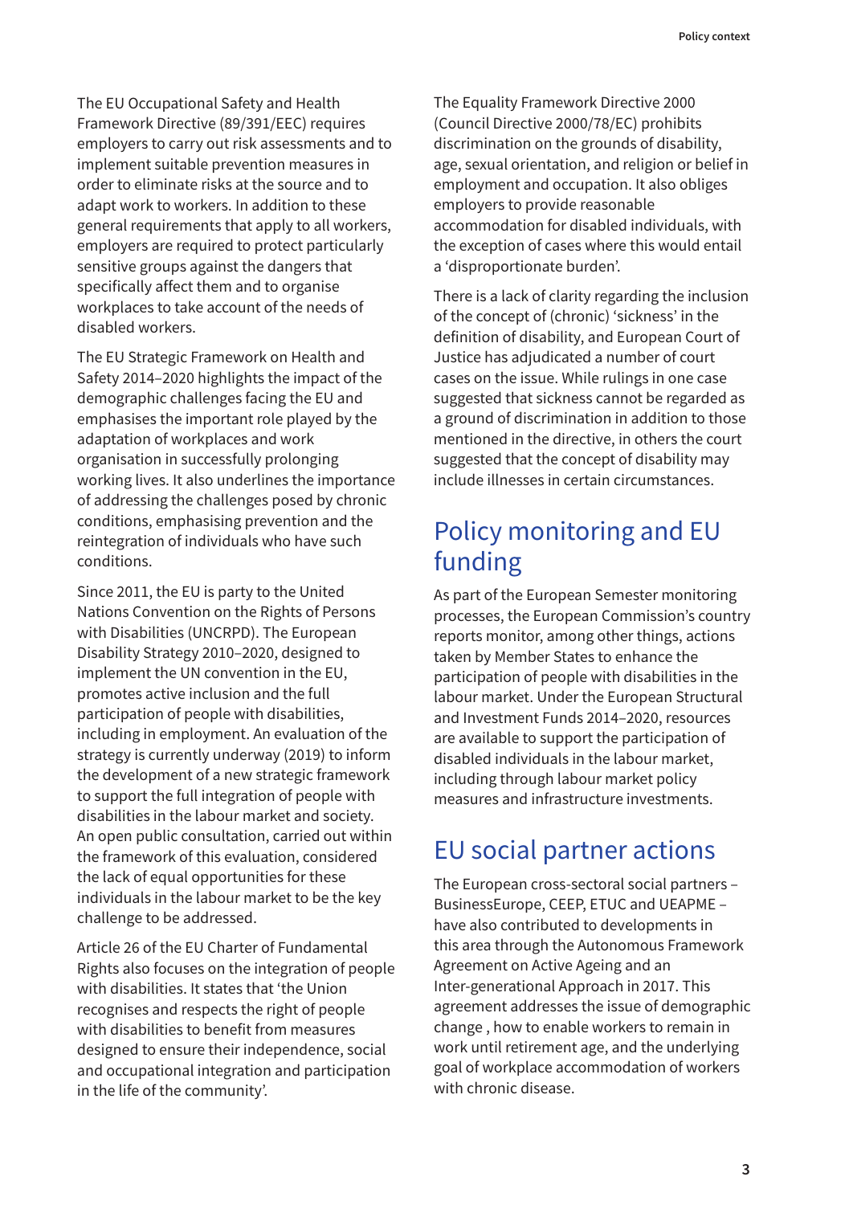The EU Occupational Safety and Health Framework Directive (89/391/EEC) requires employers to carry out risk assessments and to implement suitable prevention measures in order to eliminate risks at the source and to adapt work to workers. In addition to these general requirements that apply to all workers, employers are required to protect particularly sensitive groups against the dangers that specifically affect them and to organise workplaces to take account of the needs of disabled workers.

The EU Strategic Framework on Health and Safety 2014–2020 highlights the impact of the demographic challenges facing the EU and emphasises the important role played by the adaptation of workplaces and work organisation in successfully prolonging working lives. It also underlines the importance of addressing the challenges posed by chronic conditions, emphasising prevention and the reintegration of individuals who have such conditions.

Since 2011, the EU is party to the United Nations Convention on the Rights of Persons with Disabilities (UNCRPD). The European Disability Strategy 2010–2020, designed to implement the UN convention in the EU, promotes active inclusion and the full participation of people with disabilities, including in employment. An evaluation of the strategy is currently underway (2019) to inform the development of a new strategic framework to support the full integration of people with disabilities in the labour market and society. An open public consultation, carried out within the framework of this evaluation, considered the lack of equal opportunities for these individuals in the labour market to be the key challenge to be addressed.

Article 26 of the EU Charter of Fundamental Rights also focuses on the integration of people with disabilities. It states that 'the Union recognises and respects the right of people with disabilities to benefit from measures designed to ensure their independence, social and occupational integration and participation in the life of the community'.

The Equality Framework Directive 2000 (Council Directive 2000/78/EC) prohibits discrimination on the grounds of disability, age, sexual orientation, and religion or belief in employment and occupation. It also obliges employers to provide reasonable accommodation for disabled individuals, with the exception of cases where this would entail a 'disproportionate burden'.

There is a lack of clarity regarding the inclusion of the concept of (chronic) 'sickness' in the definition of disability, and European Court of Justice has adjudicated a number of court cases on the issue. While rulings in one case suggested that sickness cannot be regarded as a ground of discrimination in addition to those mentioned in the directive, in others the court suggested that the concept of disability may include illnesses in certain circumstances.

## Policy monitoring and EU funding

As part of the European Semester monitoring processes, the European Commission's country reports monitor, among other things, actions taken by Member States to enhance the participation of people with disabilities in the labour market. Under the European Structural and Investment Funds 2014–2020, resources are available to support the participation of disabled individuals in the labour market, including through labour market policy measures and infrastructure investments.

## EU social partner actions

The European cross-sectoral social partners – BusinessEurope, CEEP, ETUC and UEAPME – have also contributed to developments in this area through the Autonomous Framework Agreement on Active Ageing and an Inter-generational Approach in 2017. This agreement addresses the issue of demographic change , how to enable workers to remain in work until retirement age, and the underlying goal of workplace accommodation of workers with chronic disease.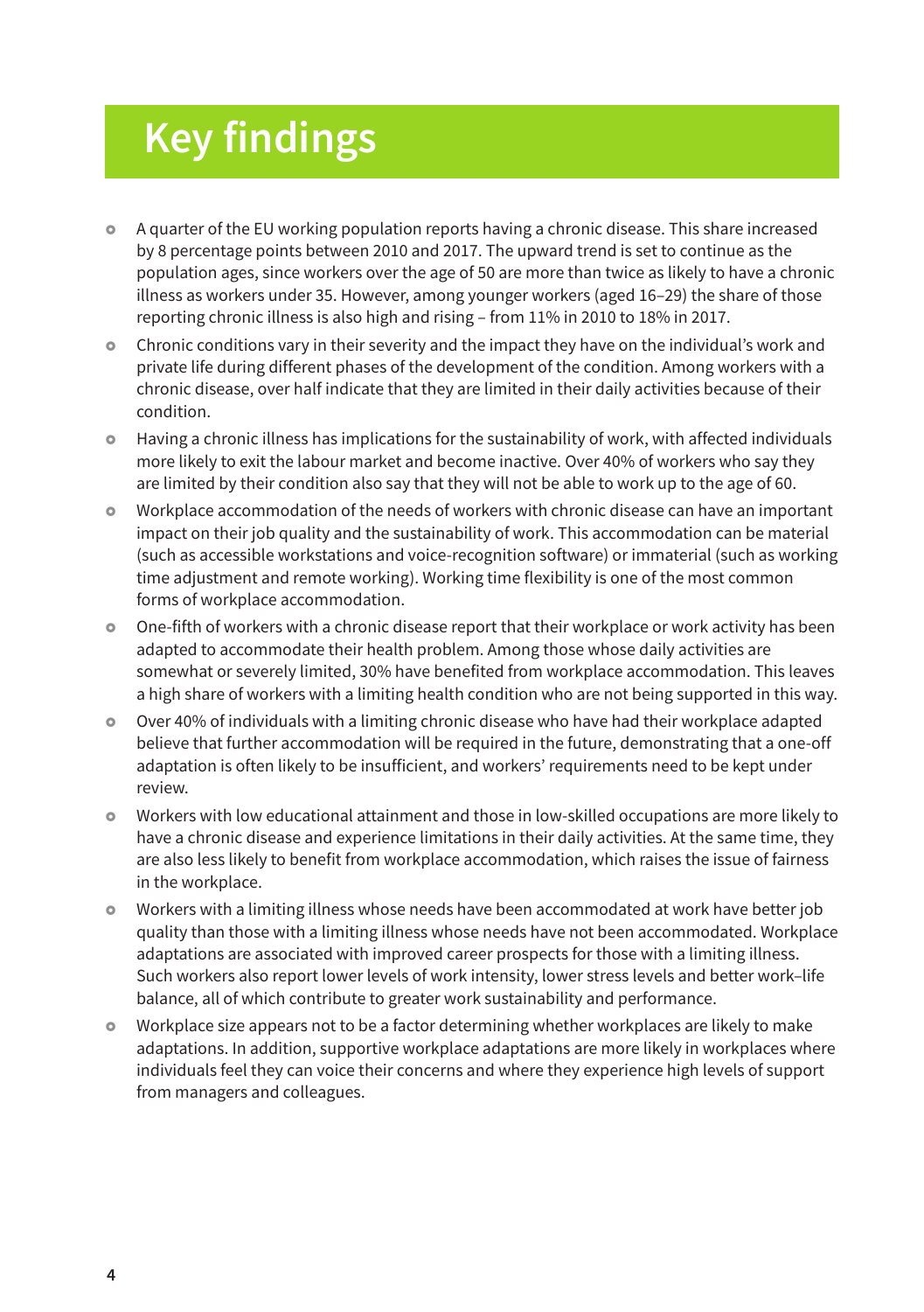# Key findings

- A quarter of the EU working population reports having a chronic disease. This share increased by 8 percentage points between 2010 and 2017. The upward trend is set to continue as the population ages, since workers over the age of 50 are more than twice as likely to have a chronic illness as workers under 35. However, among younger workers (aged 16–29) the share of those reporting chronic illness is also high and rising – from 11% in 2010 to 18% in 2017.
- Chronic conditions vary in their severity and the impact they have on the individual's work and private life during different phases of the development of the condition. Among workers with a chronic disease, over half indicate that they are limited in their daily activities because of their condition.
- Having a chronic illness has implications for the sustainability of work, with affected individuals more likely to exit the labour market and become inactive. Over 40% of workers who say they are limited by their condition also say that they will not be able to work up to the age of 60.
- Workplace accommodation of the needs of workers with chronic disease can have an important impact on their job quality and the sustainability of work. This accommodation can be material (such as accessible workstations and voice-recognition software) or immaterial (such as working time adjustment and remote working). Working time flexibility is one of the most common forms of workplace accommodation.
- One-fifth of workers with a chronic disease report that their workplace or work activity has been adapted to accommodate their health problem. Among those whose daily activities are somewhat or severely limited, 30% have benefited from workplace accommodation. This leaves a high share of workers with a limiting health condition who are not being supported in this way.
- Over 40% of individuals with a limiting chronic disease who have had their workplace adapted believe that further accommodation will be required in the future, demonstrating that a one-off adaptation is often likely to be insufficient, and workers' requirements need to be kept under review.
- Workers with low educational attainment and those in low-skilled occupations are more likely to have a chronic disease and experience limitations in their daily activities. At the same time, they are also less likely to benefit from workplace accommodation, which raises the issue of fairness in the workplace.
- Workers with a limiting illness whose needs have been accommodated at work have better job quality than those with a limiting illness whose needs have not been accommodated. Workplace adaptations are associated with improved career prospects for those with a limiting illness. Such workers also report lower levels of work intensity, lower stress levels and better work–life balance, all of which contribute to greater work sustainability and performance.
- Workplace size appears not to be a factor determining whether workplaces are likely to make adaptations. In addition, supportive workplace adaptations are more likely in workplaces where individuals feel they can voice their concerns and where they experience high levels of support from managers and colleagues.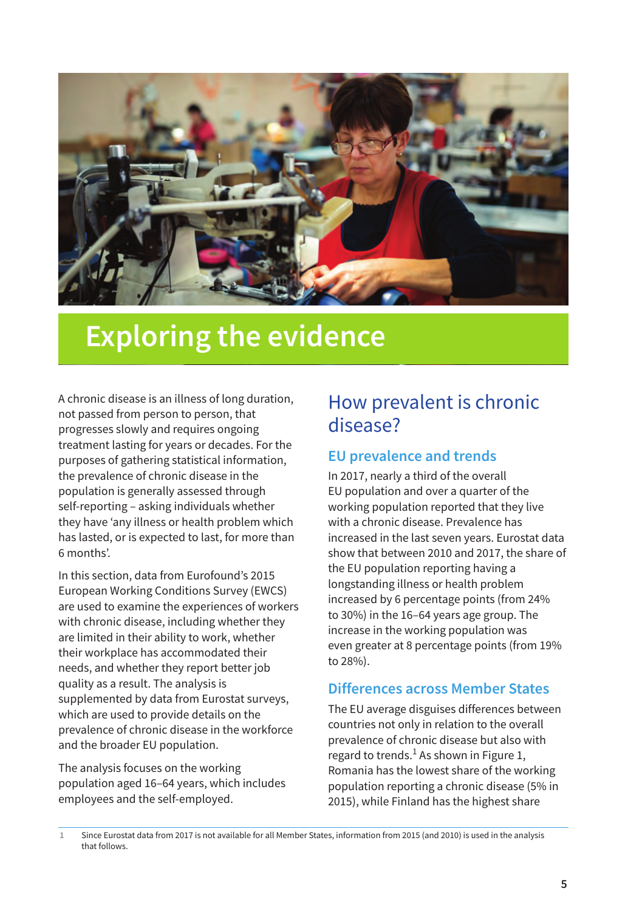# Exploring the evidence

A chronic disease is an illness of long duration, not passed from person to person, that progresses slowly and requires ongoing treatment lasting for years or decades. For the purposes of gathering statistical information, the prevalence of chronic disease in the population is generally assessed through self-reporting – asking individuals whether they have 'any illness or health problem which has lasted, or is expected to last, for more than 6 months'.

In this section, data from Eurofound's 2015 European Working Conditions Survey (EWCS) are used to examine the experiences of workers with chronic disease, including whether they are limited in their ability to work, whether their workplace has accommodated their needs, and whether they report better job quality as a result. The analysis is supplemented by data from Eurostat surveys, which are used to provide details on the prevalence of chronic disease in the workforce and the broader EU population.

The analysis focuses on the working population aged 16–64 years, which includes employees and the self-employed.

## How prevalent is chronic disease?

### EU prevalence and trends

In 2017, nearly a third of the overall EU population and over a quarter of the working population reported that they live with a chronic disease. Prevalence has increased in the last seven years. Eurostat data show that between 2010 and 2017, the share of the EU population reporting having a longstanding illness or health problem increased by 6 percentage points (from 24% to 30%) in the 16–64 years age group. The increase in the working population was even greater at 8 percentage points (from 19% to 28%).

### Differences across Member States

The EU average disguises differences between countries not only in relation to the overall prevalence of chronic disease but also with regard to trends.[1] As shown in Figure 1, Romania has the lowest share of the working population reporting a chronic disease (5% in 2015), while Finland has the highest share

1 Since Eurostat data from 2017 is not available for all Member States, information from 2015 (and 2010) is used in the analysis that follows.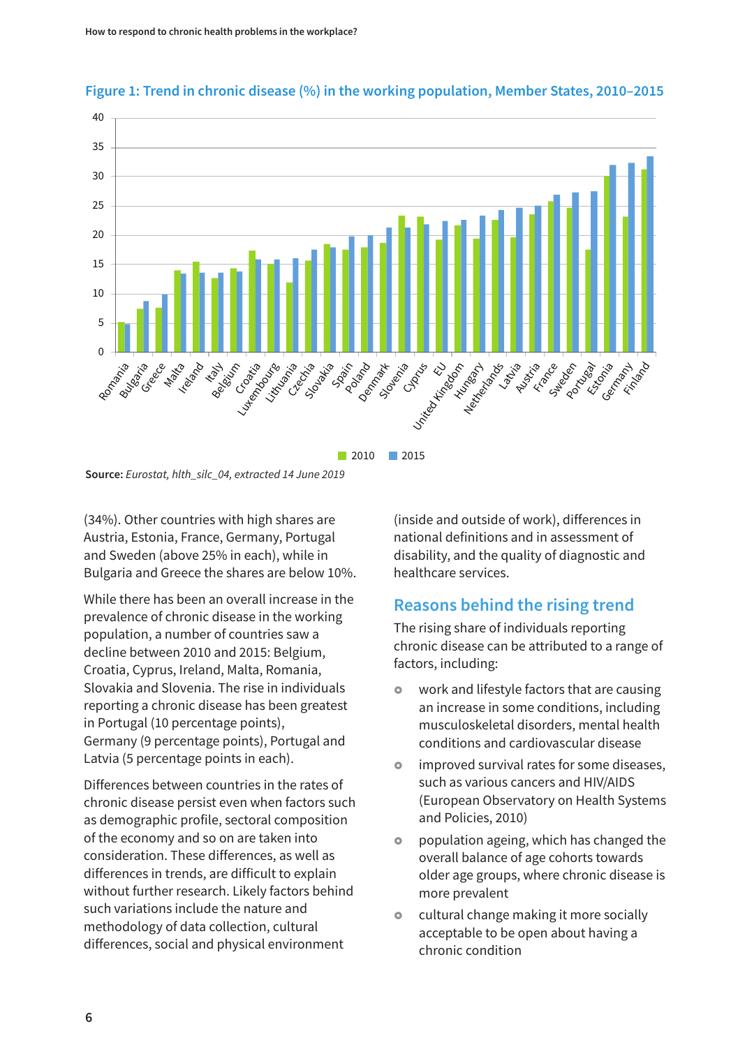**Figure 1: Trend in chronic disease (%) in the working population, Member States, 2010–2015**

**Source:** *Eurostat, hlth_silc_04, extracted 14 June 2019*

(34%). Other countries with high shares are Austria, Estonia, France, Germany, Portugal and Sweden (above 25% in each), while in Bulgaria and Greece the shares are below 10%.

While there has been an overall increase in the prevalence of chronic disease in the working population, a number of countries saw a decline between 2010 and 2015: Belgium, Croatia, Cyprus, Ireland, Malta, Romania, Slovakia and Slovenia. The rise in individuals reporting a chronic disease has been greatest in Portugal (10 percentage points), Germany (9 percentage points), Portugal and Latvia (5 percentage points in each).

Differences between countries in the rates of chronic disease persist even when factors such as demographic profile, sectoral composition of the economy and so on are taken into consideration. These differences, as well as differences in trends, are difficult to explain without further research. Likely factors behind such variations include the nature and methodology of data collection, cultural differences, social and physical environment (inside and outside of work), differences in national definitions and in assessment of disability, and the quality of diagnostic and healthcare services.

## Reasons behind the rising trend

The rising share of individuals reporting chronic disease can be attributed to a range of factors, including:

- work and lifestyle factors that are causing an increase in some conditions, including musculoskeletal disorders, mental health conditions and cardiovascular disease
- improved survival rates for some diseases, such as various cancers and HIV/AIDS (European Observatory on Health Systems and Policies, 2010)
- population ageing, which has changed the overall balance of age cohorts towards older age groups, where chronic disease is more prevalent
- cultural change making it more socially acceptable to be open about having a chronic condition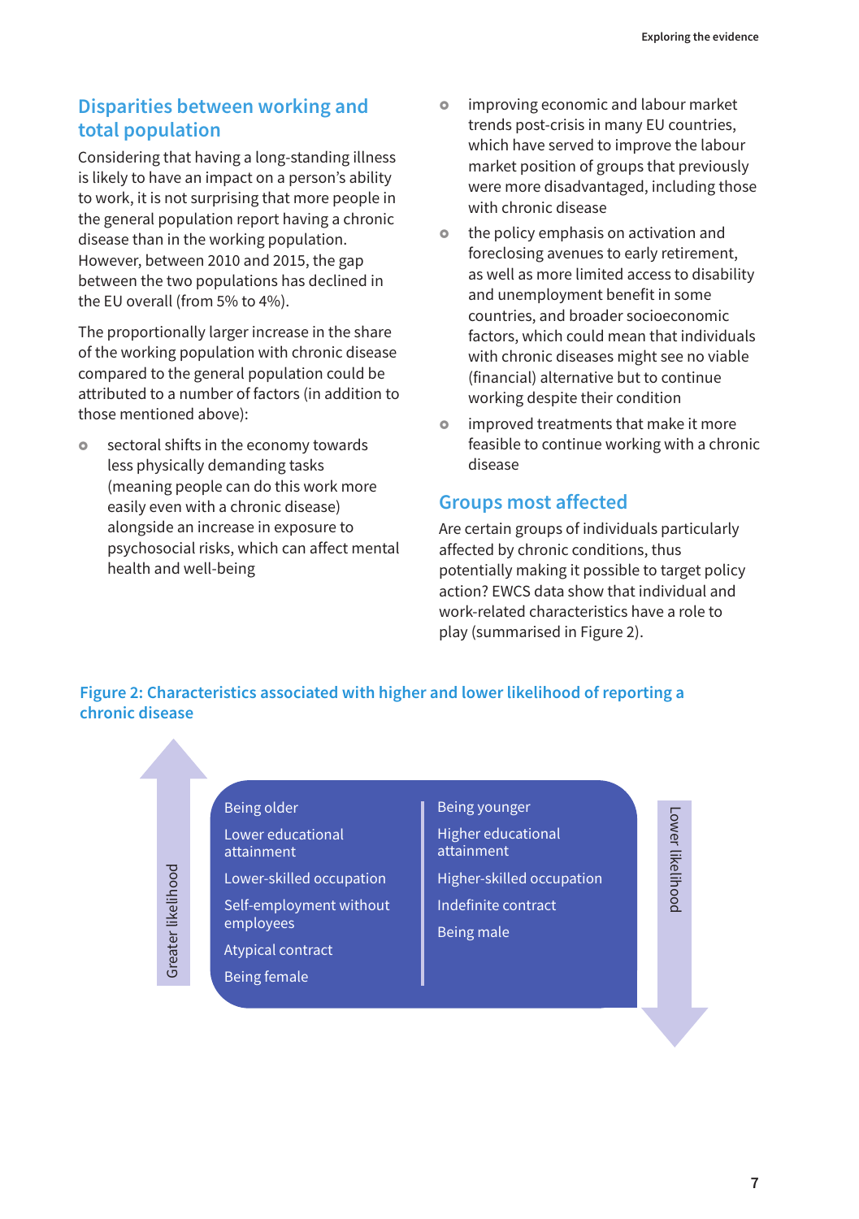## Disparities between working and total population

Considering that having a long-standing illness is likely to have an impact on a person's ability to work, it is not surprising that more people in the general population report having a chronic disease than in the working population. However, between 2010 and 2015, the gap between the two populations has declined in the EU overall (from 5% to 4%).

The proportionally larger increase in the share of the working population with chronic disease compared to the general population could be attributed to a number of factors (in addition to those mentioned above):

- sectoral shifts in the economy towards less physically demanding tasks (meaning people can do this work more easily even with a chronic disease) alongside an increase in exposure to psychosocial risks, which can affect mental health and well-being
- improving economic and labour market trends post-crisis in many EU countries, which have served to improve the labour market position of groups that previously were more disadvantaged, including those with chronic disease
- the policy emphasis on activation and foreclosing avenues to early retirement, as well as more limited access to disability and unemployment benefit in some countries, and broader socioeconomic factors, which could mean that individuals with chronic diseases might see no viable (financial) alternative but to continue working despite their condition
- improved treatments that make it more feasible to continue working with a chronic disease

## Groups most affected

Are certain groups of individuals particularly affected by chronic conditions, thus potentially making it possible to target policy action? EWCS data show that individual and work-related characteristics have a role to play (summarised in Figure 2).

### Figure 2: Characteristics associated with higher and lower likelihood of reporting a chronic disease

| Greater likelihood | Lower likelihood |
|---|---|
| Being older | Being younger |
| Lower educational attainment | Higher educational attainment |
| Lower-skilled occupation | Higher-skilled occupation |
| Self-employment without employees | Indefinite contract |
| Atypical contract | Being male |
| Being female | |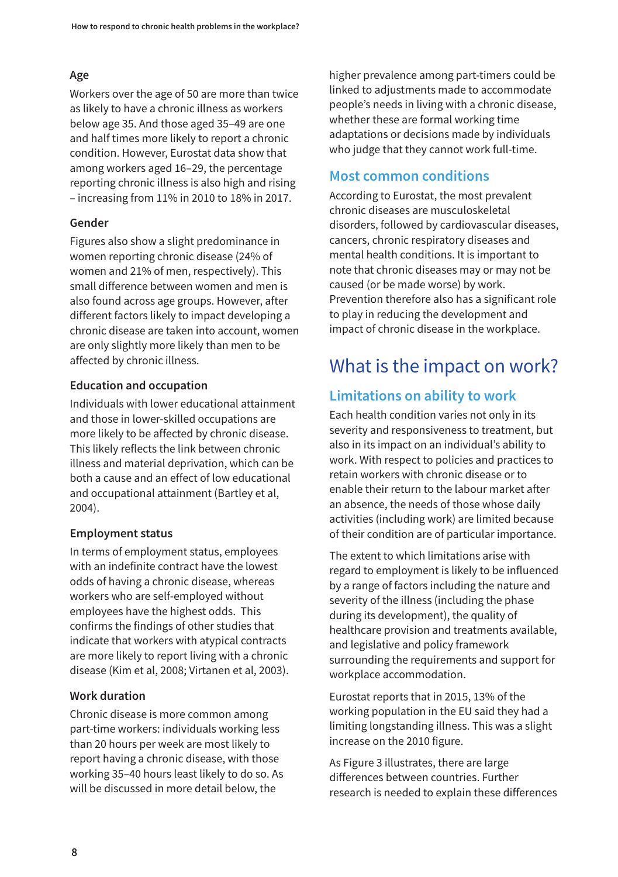### Age

Workers over the age of 50 are more than twice as likely to have a chronic illness as workers below age 35. And those aged 35–49 are one and half times more likely to report a chronic condition. However, Eurostat data show that among workers aged 16–29, the percentage reporting chronic illness is also high and rising – increasing from 11% in 2010 to 18% in 2017.

### Gender

Figures also show a slight predominance in women reporting chronic disease (24% of women and 21% of men, respectively). This small difference between women and men is also found across age groups. However, after different factors likely to impact developing a chronic disease are taken into account, women are only slightly more likely than men to be affected by chronic illness.

### Education and occupation

Individuals with lower educational attainment and those in lower-skilled occupations are more likely to be affected by chronic disease. This likely reflects the link between chronic illness and material deprivation, which can be both a cause and an effect of low educational and occupational attainment (Bartley et al, 2004).

### Employment status

In terms of employment status, employees with an indefinite contract have the lowest odds of having a chronic disease, whereas workers who are self-employed without employees have the highest odds. This confirms the findings of other studies that indicate that workers with atypical contracts are more likely to report living with a chronic disease (Kim et al, 2008; Virtanen et al, 2003).

### Work duration

Chronic disease is more common among part-time workers: individuals working less than 20 hours per week are most likely to report having a chronic disease, with those working 35–40 hours least likely to do so. As will be discussed in more detail below, the higher prevalence among part-timers could be linked to adjustments made to accommodate people's needs in living with a chronic disease, whether these are formal working time adaptations or decisions made by individuals who judge that they cannot work full-time.

## Most common conditions

According to Eurostat, the most prevalent chronic diseases are musculoskeletal disorders, followed by cardiovascular diseases, cancers, chronic respiratory diseases and mental health conditions. It is important to note that chronic diseases may or may not be caused (or be made worse) by work. Prevention therefore also has a significant role to play in reducing the development and impact of chronic disease in the workplace.

# What is the impact on work?

## Limitations on ability to work

Each health condition varies not only in its severity and responsiveness to treatment, but also in its impact on an individual's ability to work. With respect to policies and practices to retain workers with chronic disease or to enable their return to the labour market after an absence, the needs of those whose daily activities (including work) are limited because of their condition are of particular importance.

The extent to which limitations arise with regard to employment is likely to be influenced by a range of factors including the nature and severity of the illness (including the phase during its development), the quality of healthcare provision and treatments available, and legislative and policy framework surrounding the requirements and support for workplace accommodation.

Eurostat reports that in 2015, 13% of the working population in the EU said they had a limiting longstanding illness. This was a slight increase on the 2010 figure.

As Figure 3 illustrates, there are large differences between countries. Further research is needed to explain these differences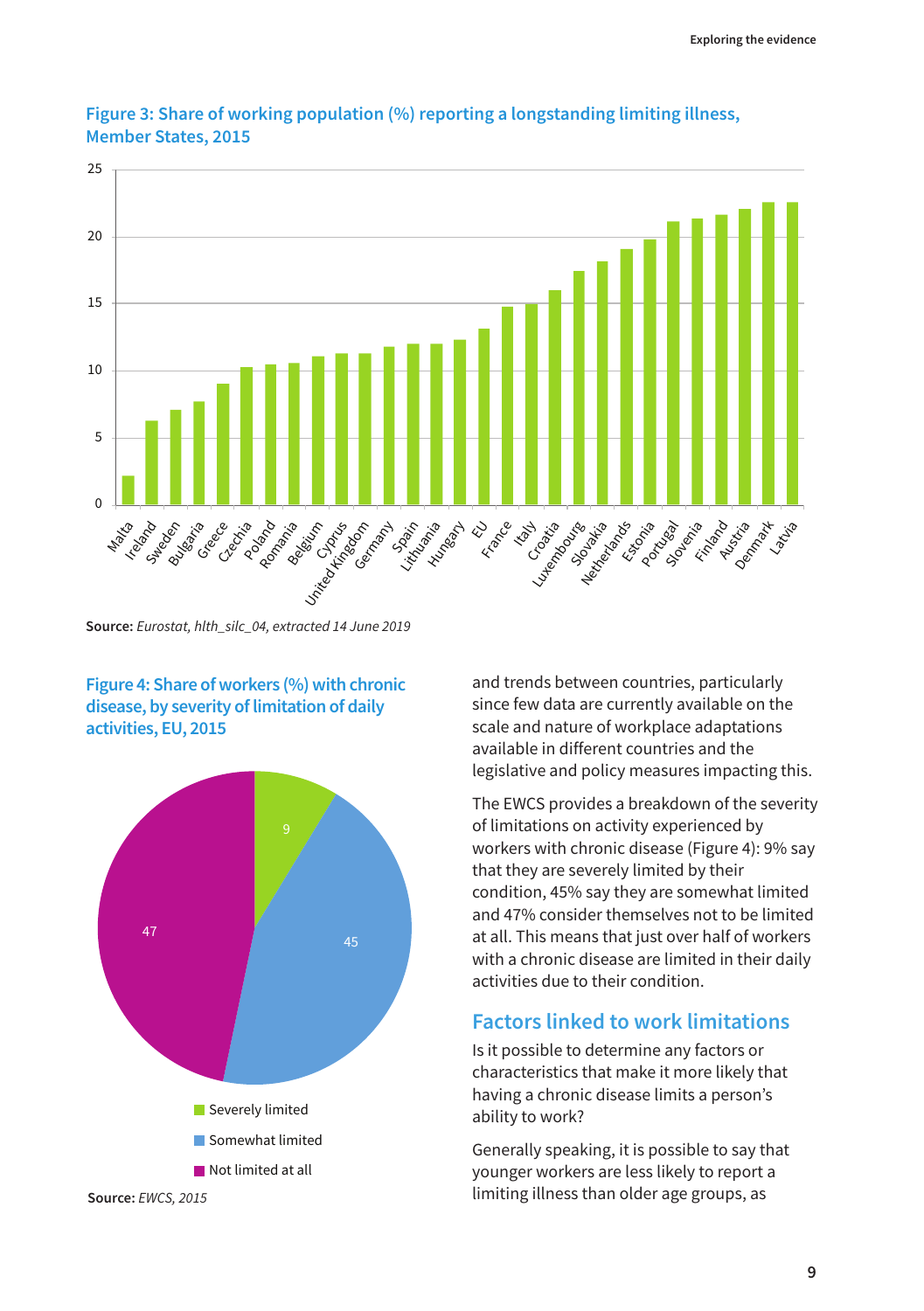**Figure 3: Share of working population (%) reporting a longstanding limiting illness, Member States, 2015**

**Source:** *Eurostat, hlth_silc_04, extracted 14 June 2019*

**Figure 4: Share of workers (%) with chronic disease, by severity of limitation of daily activities, EU, 2015**

**Source:** *EWCS, 2015*

and trends between countries, particularly since few data are currently available on the scale and nature of workplace adaptations available in different countries and the legislative and policy measures impacting this.

The EWCS provides a breakdown of the severity of limitations on activity experienced by workers with chronic disease (Figure 4): 9% say that they are severely limited by their condition, 45% say they are somewhat limited and 47% consider themselves not to be limited at all. This means that just over half of workers with a chronic disease are limited in their daily activities due to their condition.

## Factors linked to work limitations

Is it possible to determine any factors or characteristics that make it more likely that having a chronic disease limits a person's ability to work?

Generally speaking, it is possible to say that younger workers are less likely to report a limiting illness than older age groups, as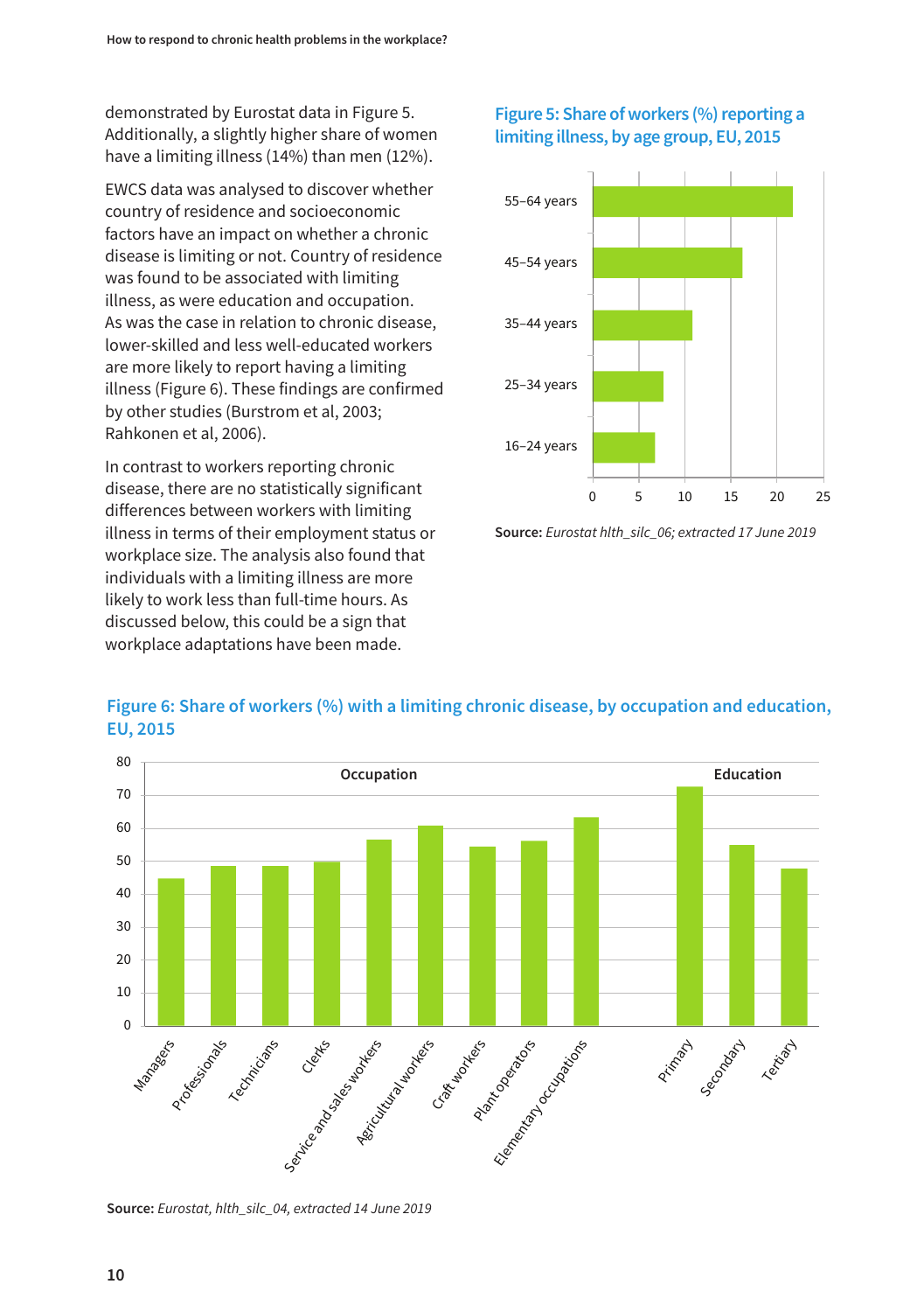demonstrated by Eurostat data in Figure 5. Additionally, a slightly higher share of women have a limiting illness (14%) than men (12%).

EWCS data was analysed to discover whether country of residence and socioeconomic factors have an impact on whether a chronic disease is limiting or not. Country of residence was found to be associated with limiting illness, as were education and occupation. As was the case in relation to chronic disease, lower-skilled and less well-educated workers are more likely to report having a limiting illness (Figure 6). These findings are confirmed by other studies (Burstrom et al, 2003; Rahkonen et al, 2006).

In contrast to workers reporting chronic disease, there are no statistically significant differences between workers with limiting illness in terms of their employment status or workplace size. The analysis also found that individuals with a limiting illness are more likely to work less than full-time hours. As discussed below, this could be a sign that workplace adaptations have been made.

**Figure 5: Share of workers (%) reporting a limiting illness, by age group, EU, 2015**

**Source:** *Eurostat hlth_silc_06; extracted 17 June 2019*

**Figure 6: Share of workers (%) with a limiting chronic disease, by occupation and education, EU, 2015**

**Source:** *Eurostat, hlth_silc_04, extracted 14 June 2019*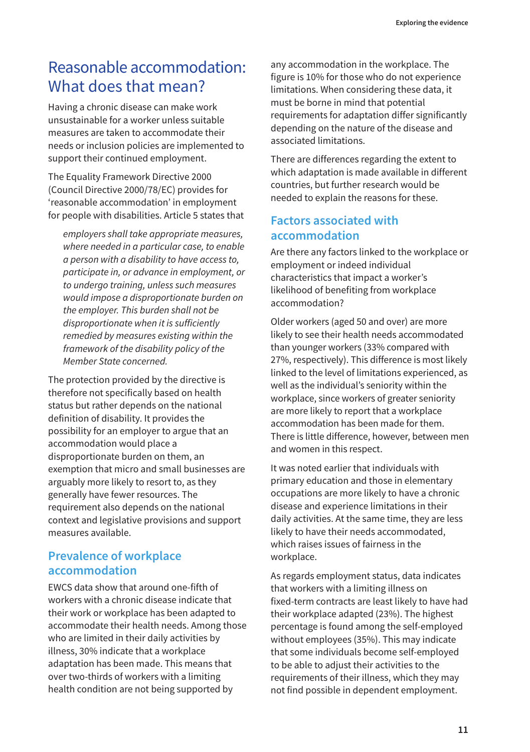# Reasonable accommodation: What does that mean?

Having a chronic disease can make work unsustainable for a worker unless suitable measures are taken to accommodate their needs or inclusion policies are implemented to support their continued employment.

The Equality Framework Directive 2000 (Council Directive 2000/78/EC) provides for 'reasonable accommodation' in employment for people with disabilities. Article 5 states that

> *employers shall take appropriate measures, where needed in a particular case, to enable a person with a disability to have access to, participate in, or advance in employment, or to undergo training, unless such measures would impose a disproportionate burden on the employer. This burden shall not be disproportionate when it is sufficiently remedied by measures existing within the framework of the disability policy of the Member State concerned.*

The protection provided by the directive is therefore not specifically based on health status but rather depends on the national definition of disability. It provides the possibility for an employer to argue that an accommodation would place a disproportionate burden on them, an exemption that micro and small businesses are arguably more likely to resort to, as they generally have fewer resources. The requirement also depends on the national context and legislative provisions and support measures available.

## Prevalence of workplace accommodation

EWCS data show that around one-fifth of workers with a chronic disease indicate that their work or workplace has been adapted to accommodate their health needs. Among those who are limited in their daily activities by illness, 30% indicate that a workplace adaptation has been made. This means that over two-thirds of workers with a limiting health condition are not being supported by any accommodation in the workplace. The figure is 10% for those who do not experience limitations. When considering these data, it must be borne in mind that potential requirements for adaptation differ significantly depending on the nature of the disease and associated limitations.

There are differences regarding the extent to which adaptation is made available in different countries, but further research would be needed to explain the reasons for these.

## Factors associated with accommodation

Are there any factors linked to the workplace or employment or indeed individual characteristics that impact a worker's likelihood of benefiting from workplace accommodation?

Older workers (aged 50 and over) are more likely to see their health needs accommodated than younger workers (33% compared with 27%, respectively). This difference is most likely linked to the level of limitations experienced, as well as the individual's seniority within the workplace, since workers of greater seniority are more likely to report that a workplace accommodation has been made for them. There is little difference, however, between men and women in this respect.

It was noted earlier that individuals with primary education and those in elementary occupations are more likely to have a chronic disease and experience limitations in their daily activities. At the same time, they are less likely to have their needs accommodated, which raises issues of fairness in the workplace.

As regards employment status, data indicates that workers with a limiting illness on fixed-term contracts are least likely to have had their workplace adapted (23%). The highest percentage is found among the self-employed without employees (35%). This may indicate that some individuals become self-employed to be able to adjust their activities to the requirements of their illness, which they may not find possible in dependent employment.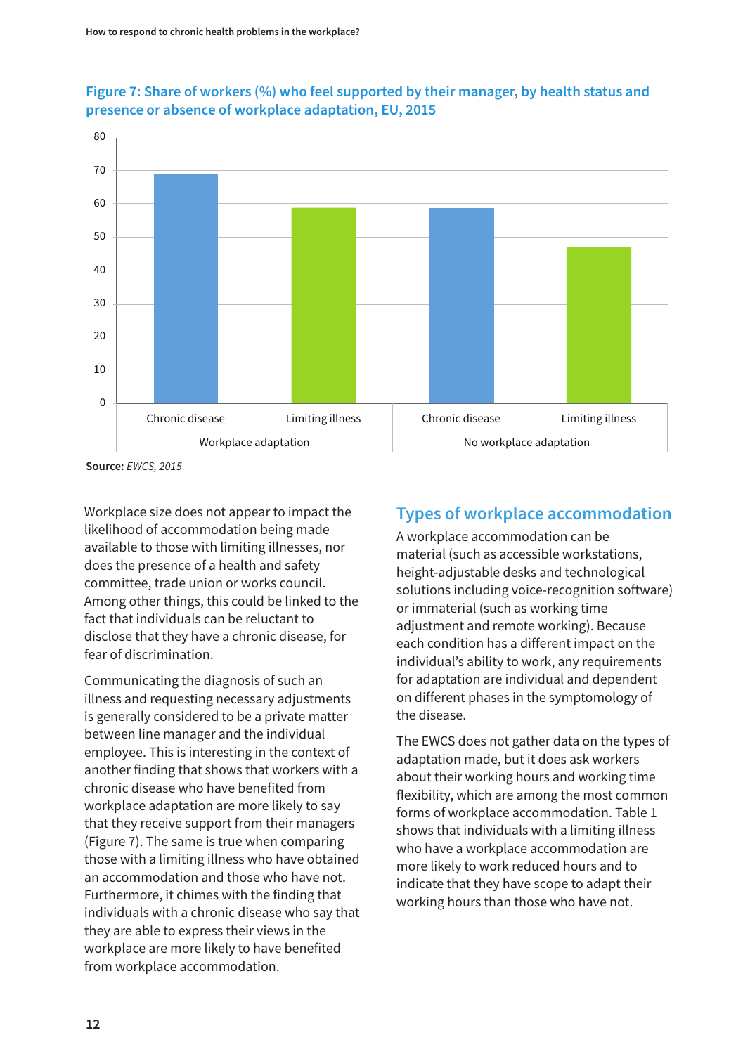**Figure 7: Share of workers (%) who feel supported by their manager, by health status and presence or absence of workplace adaptation, EU, 2015**

**Source:** *EWCS, 2015*

Workplace size does not appear to impact the likelihood of accommodation being made available to those with limiting illnesses, nor does the presence of a health and safety committee, trade union or works council. Among other things, this could be linked to the fact that individuals can be reluctant to disclose that they have a chronic disease, for fear of discrimination.

Communicating the diagnosis of such an illness and requesting necessary adjustments is generally considered to be a private matter between line manager and the individual employee. This is interesting in the context of another finding that shows that workers with a chronic disease who have benefited from workplace adaptation are more likely to say that they receive support from their managers (Figure 7). The same is true when comparing those with a limiting illness who have obtained an accommodation and those who have not. Furthermore, it chimes with the finding that individuals with a chronic disease who say that they are able to express their views in the workplace are more likely to have benefited from workplace accommodation.

## Types of workplace accommodation

A workplace accommodation can be material (such as accessible workstations, height-adjustable desks and technological solutions including voice-recognition software) or immaterial (such as working time adjustment and remote working). Because each condition has a different impact on the individual's ability to work, any requirements for adaptation are individual and dependent on different phases in the symptomology of the disease.

The EWCS does not gather data on the types of adaptation made, but it does ask workers about their working hours and working time flexibility, which are among the most common forms of workplace accommodation. Table 1 shows that individuals with a limiting illness who have a workplace accommodation are more likely to work reduced hours and to indicate that they have scope to adapt their working hours than those who have not.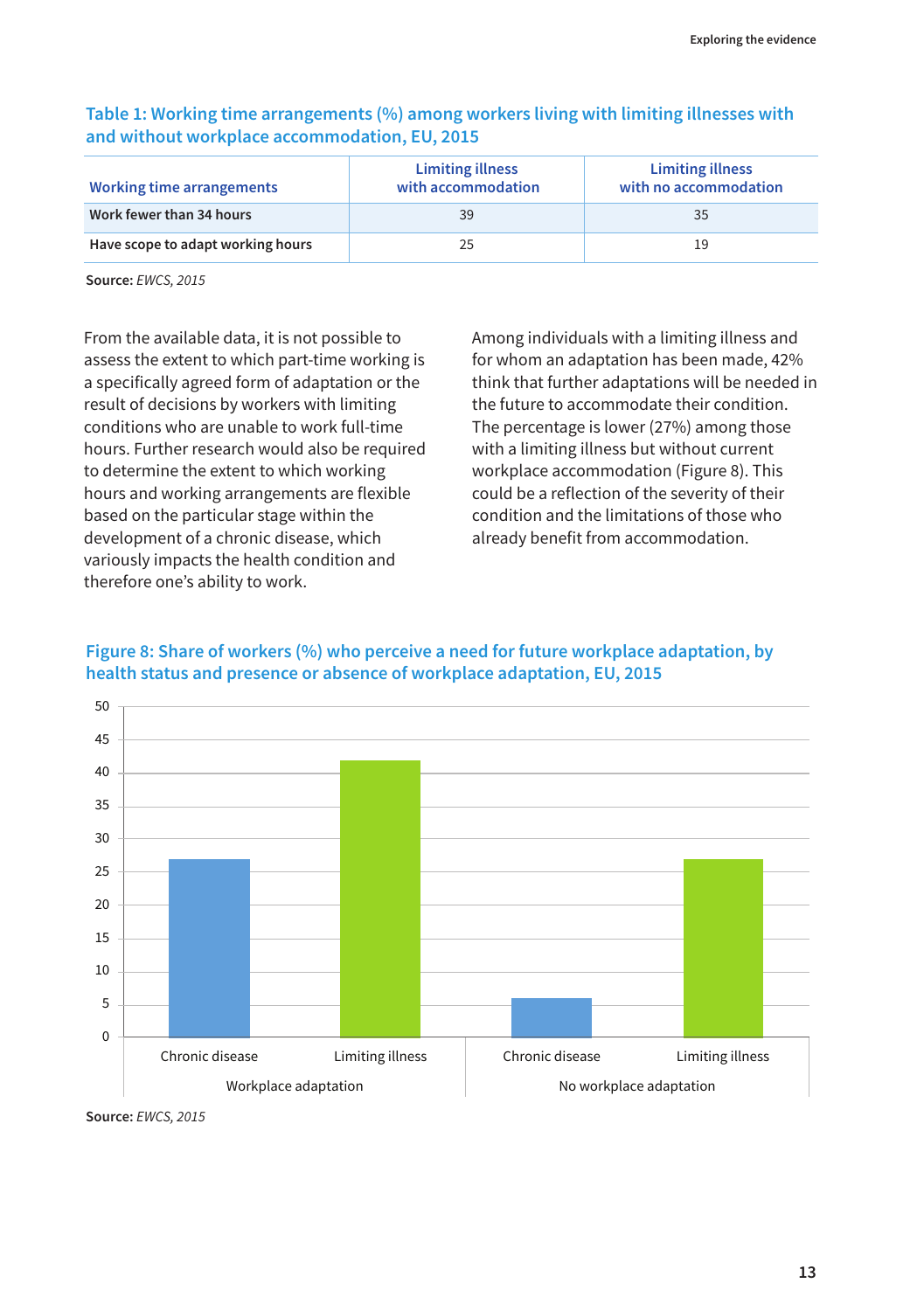**Table 1: Working time arrangements (%) among workers living with limiting illnesses with and without workplace accommodation, EU, 2015**

| Working time arrangements | Limiting illness with accommodation | Limiting illness with no accommodation |
|---|---|---|
| Work fewer than 34 hours | 39 | 35 |
| Have scope to adapt working hours | 25 | 19 |

**Source:** *EWCS, 2015*

From the available data, it is not possible to assess the extent to which part-time working is a specifically agreed form of adaptation or the result of decisions by workers with limiting conditions who are unable to work full-time hours. Further research would also be required to determine the extent to which working hours and working arrangements are flexible based on the particular stage within the development of a chronic disease, which variously impacts the health condition and therefore one's ability to work.

Among individuals with a limiting illness and for whom an adaptation has been made, 42% think that further adaptations will be needed in the future to accommodate their condition. The percentage is lower (27%) among those with a limiting illness but without current workplace accommodation (Figure 8). This could be a reflection of the severity of their condition and the limitations of those who already benefit from accommodation.

**Figure 8: Share of workers (%) who perceive a need for future workplace adaptation, by health status and presence or absence of workplace adaptation, EU, 2015**

| | Chronic disease | Limiting illness |
|---|---|---|
| Workplace adaptation | 27 | 42 |
| No workplace adaptation | 6 | 27 |

**Source:** *EWCS, 2015*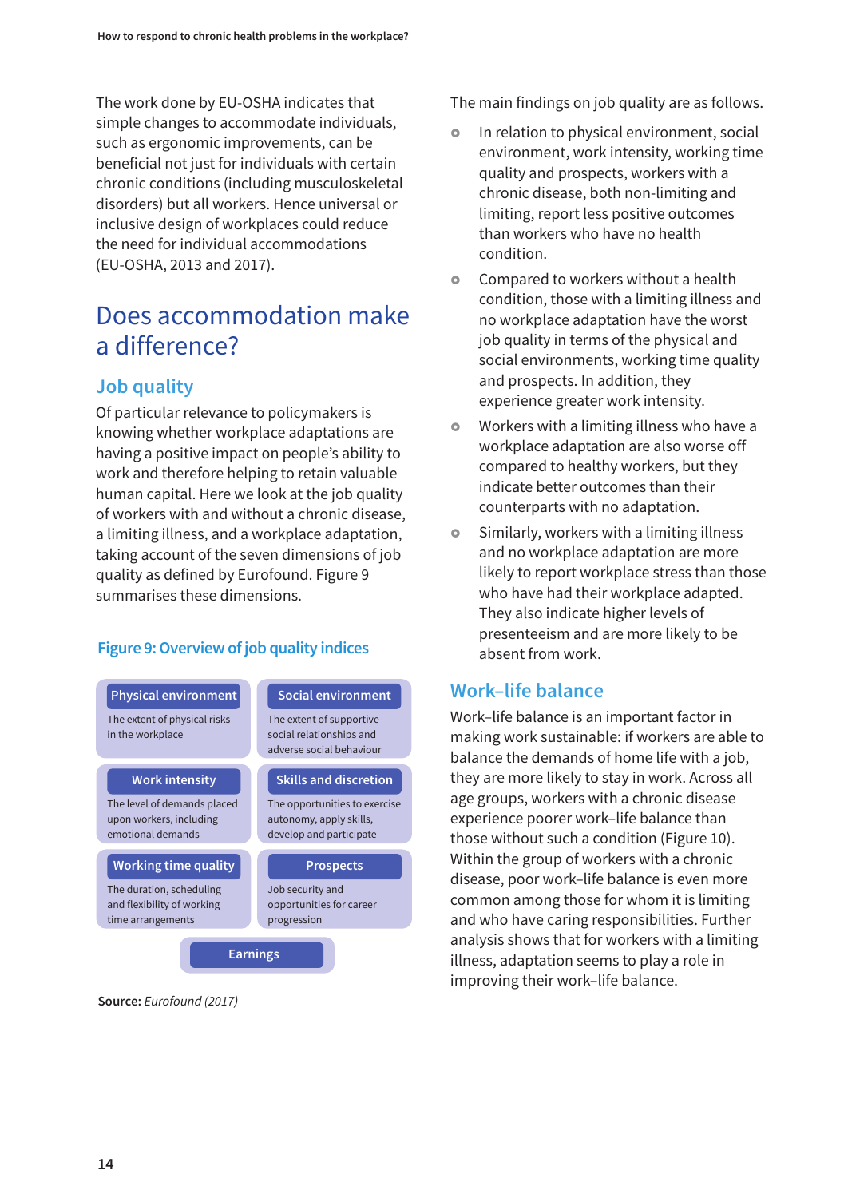The work done by EU-OSHA indicates that simple changes to accommodate individuals, such as ergonomic improvements, can be beneficial not just for individuals with certain chronic conditions (including musculoskeletal disorders) but all workers. Hence universal or inclusive design of workplaces could reduce the need for individual accommodations (EU-OSHA, 2013 and 2017).

# Does accommodation make a difference?

## Job quality

Of particular relevance to policymakers is knowing whether workplace adaptations are having a positive impact on people's ability to work and therefore helping to retain valuable human capital. Here we look at the job quality of workers with and without a chronic disease, a limiting illness, and a workplace adaptation, taking account of the seven dimensions of job quality as defined by Eurofound. Figure 9 summarises these dimensions.

**Figure 9: Overview of job quality indices**

| Dimension | Description |
| --- | --- |
| **Physical environment** | The extent of physical risks in the workplace |
| **Social environment** | The extent of supportive social relationships and adverse social behaviour |
| **Work intensity** | The level of demands placed upon workers, including emotional demands |
| **Skills and discretion** | The opportunities to exercise autonomy, apply skills, develop and participate |
| **Working time quality** | The duration, scheduling and flexibility of working time arrangements |
| **Prospects** | Job security and opportunities for career progression |
| **Earnings** | |

**Source:** *Eurofound (2017)*

The main findings on job quality are as follows.

- In relation to physical environment, social environment, work intensity, working time quality and prospects, workers with a chronic disease, both non-limiting and limiting, report less positive outcomes than workers who have no health condition.
- Compared to workers without a health condition, those with a limiting illness and no workplace adaptation have the worst job quality in terms of the physical and social environments, working time quality and prospects. In addition, they experience greater work intensity.
- Workers with a limiting illness who have a workplace adaptation are also worse off compared to healthy workers, but they indicate better outcomes than their counterparts with no adaptation.
- Similarly, workers with a limiting illness and no workplace adaptation are more likely to report workplace stress than those who have had their workplace adapted. They also indicate higher levels of presenteeism and are more likely to be absent from work.

## Work–life balance

Work–life balance is an important factor in making work sustainable: if workers are able to balance the demands of home life with a job, they are more likely to stay in work. Across all age groups, workers with a chronic disease experience poorer work–life balance than those without such a condition (Figure 10). Within the group of workers with a chronic disease, poor work–life balance is even more common among those for whom it is limiting and who have caring responsibilities. Further analysis shows that for workers with a limiting illness, adaptation seems to play a role in improving their work–life balance.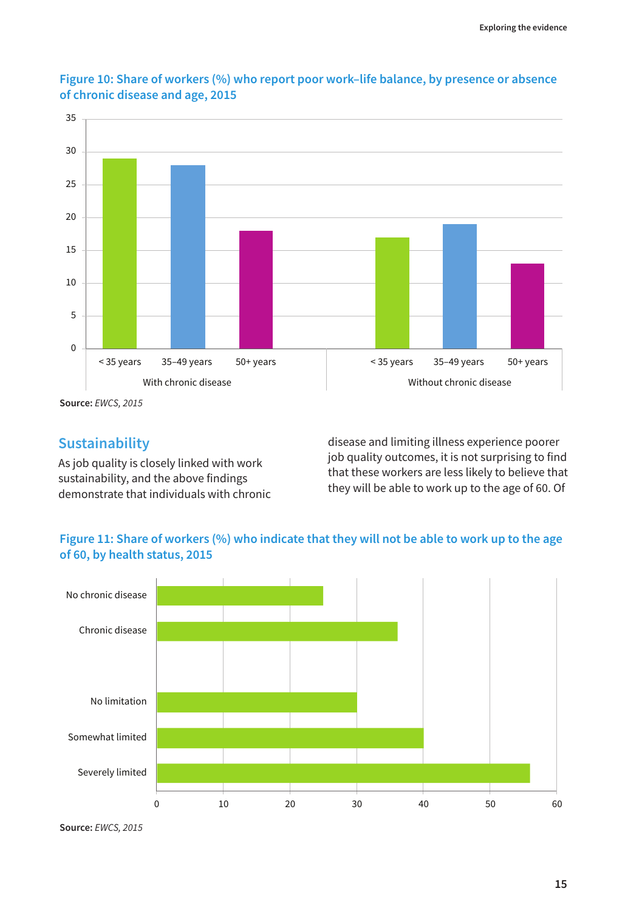**Figure 10: Share of workers (%) who report poor work–life balance, by presence or absence of chronic disease and age, 2015**

**Source:** *EWCS, 2015*

## Sustainability

As job quality is closely linked with work sustainability, and the above findings demonstrate that individuals with chronic disease and limiting illness experience poorer job quality outcomes, it is not surprising to find that these workers are less likely to believe that they will be able to work up to the age of 60. Of

**Figure 11: Share of workers (%) who indicate that they will not be able to work up to the age of 60, by health status, 2015**

**Source:** *EWCS, 2015*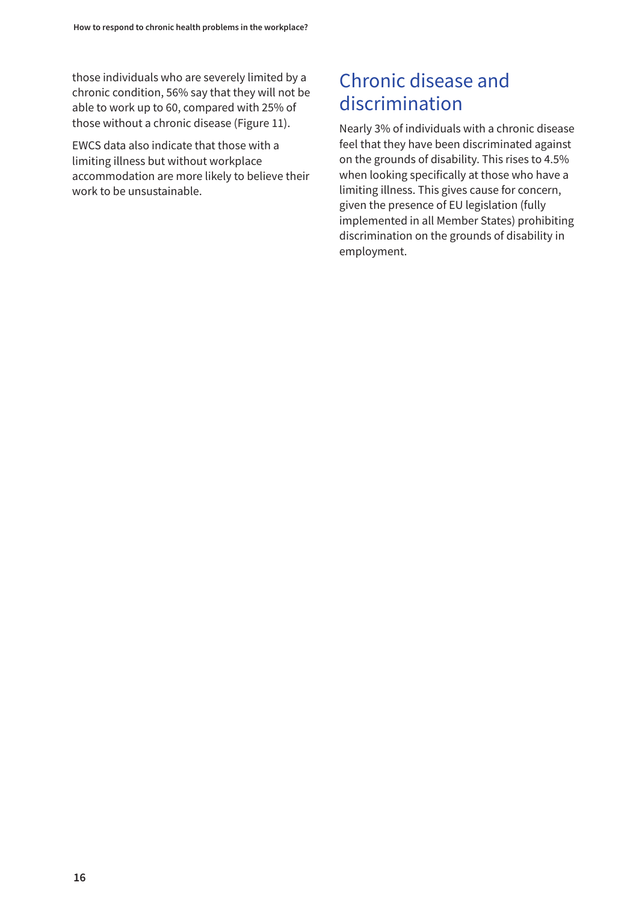those individuals who are severely limited by a chronic condition, 56% say that they will not be able to work up to 60, compared with 25% of those without a chronic disease (Figure 11).

EWCS data also indicate that those with a limiting illness but without workplace accommodation are more likely to believe their work to be unsustainable.

## Chronic disease and discrimination

Nearly 3% of individuals with a chronic disease feel that they have been discriminated against on the grounds of disability. This rises to 4.5% when looking specifically at those who have a limiting illness. This gives cause for concern, given the presence of EU legislation (fully implemented in all Member States) prohibiting discrimination on the grounds of disability in employment.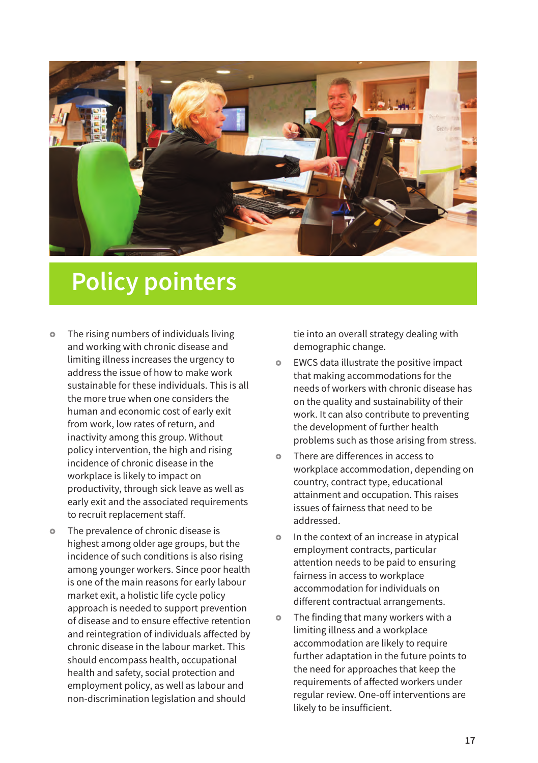# Policy pointers

- The rising numbers of individuals living and working with chronic disease and limiting illness increases the urgency to address the issue of how to make work sustainable for these individuals. This is all the more true when one considers the human and economic cost of early exit from work, low rates of return, and inactivity among this group. Without policy intervention, the high and rising incidence of chronic disease in the workplace is likely to impact on productivity, through sick leave as well as early exit and the associated requirements to recruit replacement staff.
- The prevalence of chronic disease is highest among older age groups, but the incidence of such conditions is also rising among younger workers. Since poor health is one of the main reasons for early labour market exit, a holistic life cycle policy approach is needed to support prevention of disease and to ensure effective retention and reintegration of individuals affected by chronic disease in the labour market. This should encompass health, occupational health and safety, social protection and employment policy, as well as labour and non-discrimination legislation and should tie into an overall strategy dealing with demographic change.
- EWCS data illustrate the positive impact that making accommodations for the needs of workers with chronic disease has on the quality and sustainability of their work. It can also contribute to preventing the development of further health problems such as those arising from stress.
- There are differences in access to workplace accommodation, depending on country, contract type, educational attainment and occupation. This raises issues of fairness that need to be addressed.
- In the context of an increase in atypical employment contracts, particular attention needs to be paid to ensuring fairness in access to workplace accommodation for individuals on different contractual arrangements.
- The finding that many workers with a limiting illness and a workplace accommodation are likely to require further adaptation in the future points to the need for approaches that keep the requirements of affected workers under regular review. One-off interventions are likely to be insufficient.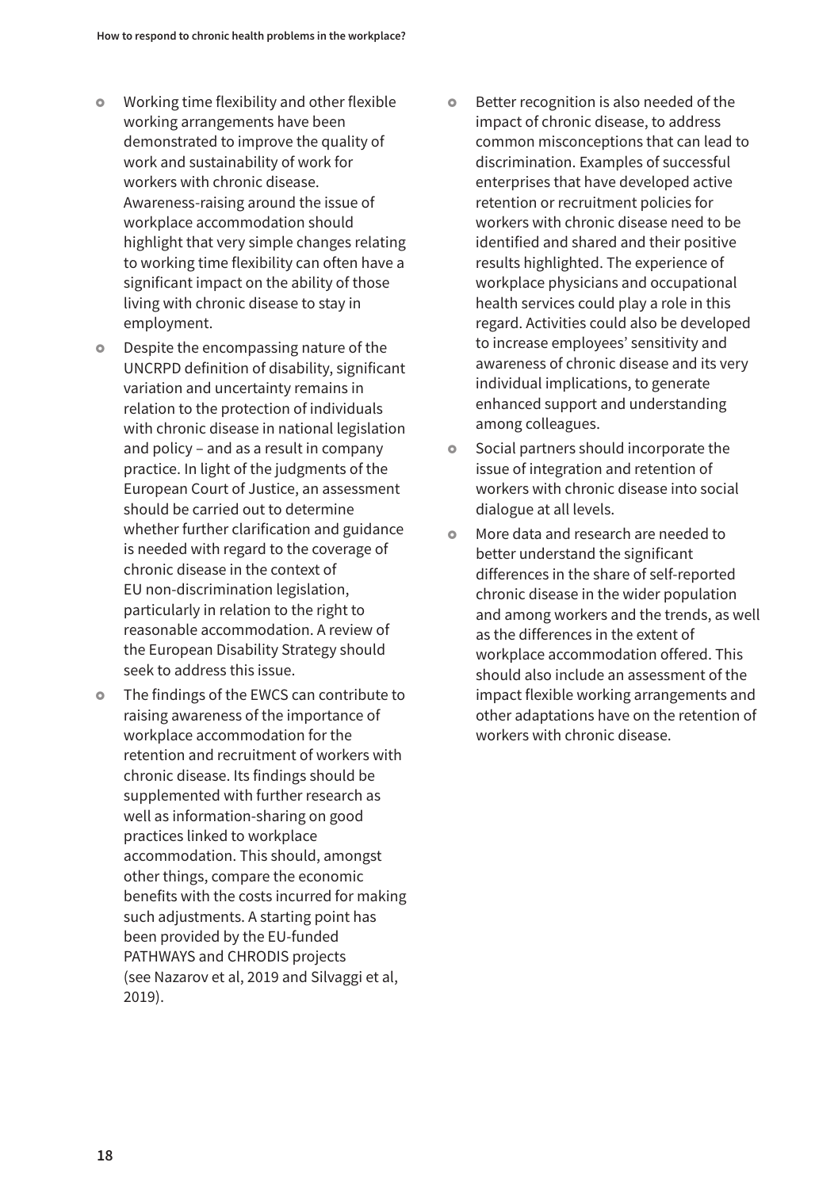- Working time flexibility and other flexible working arrangements have been demonstrated to improve the quality of work and sustainability of work for workers with chronic disease. Awareness-raising around the issue of workplace accommodation should highlight that very simple changes relating to working time flexibility can often have a significant impact on the ability of those living with chronic disease to stay in employment.
- Despite the encompassing nature of the UNCRPD definition of disability, significant variation and uncertainty remains in relation to the protection of individuals with chronic disease in national legislation and policy – and as a result in company practice. In light of the judgments of the European Court of Justice, an assessment should be carried out to determine whether further clarification and guidance is needed with regard to the coverage of chronic disease in the context of EU non-discrimination legislation, particularly in relation to the right to reasonable accommodation. A review of the European Disability Strategy should seek to address this issue.
- The findings of the EWCS can contribute to raising awareness of the importance of workplace accommodation for the retention and recruitment of workers with chronic disease. Its findings should be supplemented with further research as well as information-sharing on good practices linked to workplace accommodation. This should, amongst other things, compare the economic benefits with the costs incurred for making such adjustments. A starting point has been provided by the EU-funded PATHWAYS and CHRODIS projects (see Nazarov et al, 2019 and Silvaggi et al, 2019).
- Better recognition is also needed of the impact of chronic disease, to address common misconceptions that can lead to discrimination. Examples of successful enterprises that have developed active retention or recruitment policies for workers with chronic disease need to be identified and shared and their positive results highlighted. The experience of workplace physicians and occupational health services could play a role in this regard. Activities could also be developed to increase employees' sensitivity and awareness of chronic disease and its very individual implications, to generate enhanced support and understanding among colleagues.
- Social partners should incorporate the issue of integration and retention of workers with chronic disease into social dialogue at all levels.
- More data and research are needed to better understand the significant differences in the share of self-reported chronic disease in the wider population and among workers and the trends, as well as the differences in the extent of workplace accommodation offered. This should also include an assessment of the impact flexible working arrangements and other adaptations have on the retention of workers with chronic disease.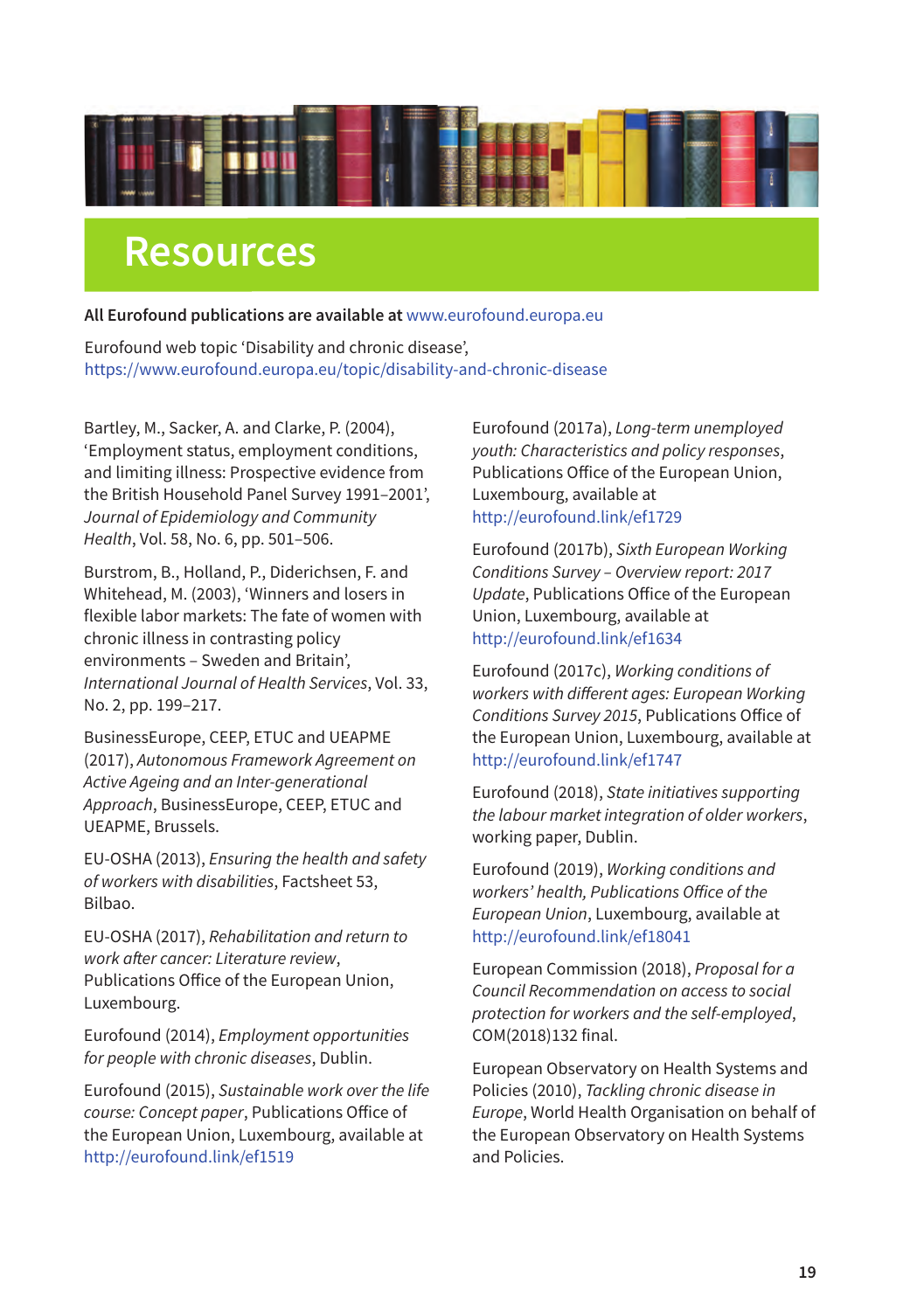# Resources

**All Eurofound publications are available at** www.eurofound.europa.eu

Eurofound web topic 'Disability and chronic disease', https://www.eurofound.europa.eu/topic/disability-and-chronic-disease

Bartley, M., Sacker, A. and Clarke, P. (2004), 'Employment status, employment conditions, and limiting illness: Prospective evidence from the British Household Panel Survey 1991–2001', *Journal of Epidemiology and Community Health*, Vol. 58, No. 6, pp. 501–506.

Burstrom, B., Holland, P., Diderichsen, F. and Whitehead, M. (2003), 'Winners and losers in flexible labor markets: The fate of women with chronic illness in contrasting policy environments – Sweden and Britain', *International Journal of Health Services*, Vol. 33, No. 2, pp. 199–217.

BusinessEurope, CEEP, ETUC and UEAPME (2017), *Autonomous Framework Agreement on Active Ageing and an Inter-generational Approach*, BusinessEurope, CEEP, ETUC and UEAPME, Brussels.

EU-OSHA (2013), *Ensuring the health and safety of workers with disabilities*, Factsheet 53, Bilbao.

EU-OSHA (2017), *Rehabilitation and return to work after cancer: Literature review*, Publications Office of the European Union, Luxembourg.

Eurofound (2014), *Employment opportunities for people with chronic diseases*, Dublin.

Eurofound (2015), *Sustainable work over the life course: Concept paper*, Publications Office of the European Union, Luxembourg, available at http://eurofound.link/ef1519

Eurofound (2017a), *Long-term unemployed youth: Characteristics and policy responses*, Publications Office of the European Union, Luxembourg, available at http://eurofound.link/ef1729

Eurofound (2017b), *Sixth European Working Conditions Survey – Overview report: 2017 Update*, Publications Office of the European Union, Luxembourg, available at http://eurofound.link/ef1634

Eurofound (2017c), *Working conditions of workers with different ages: European Working Conditions Survey 2015*, Publications Office of the European Union, Luxembourg, available at http://eurofound.link/ef1747

Eurofound (2018), *State initiatives supporting the labour market integration of older workers*, working paper, Dublin.

Eurofound (2019), *Working conditions and workers' health, Publications Office of the European Union*, Luxembourg, available at http://eurofound.link/ef18041

European Commission (2018), *Proposal for a Council Recommendation on access to social protection for workers and the self-employed*, COM(2018)132 final.

European Observatory on Health Systems and Policies (2010), *Tackling chronic disease in Europe*, World Health Organisation on behalf of the European Observatory on Health Systems and Policies.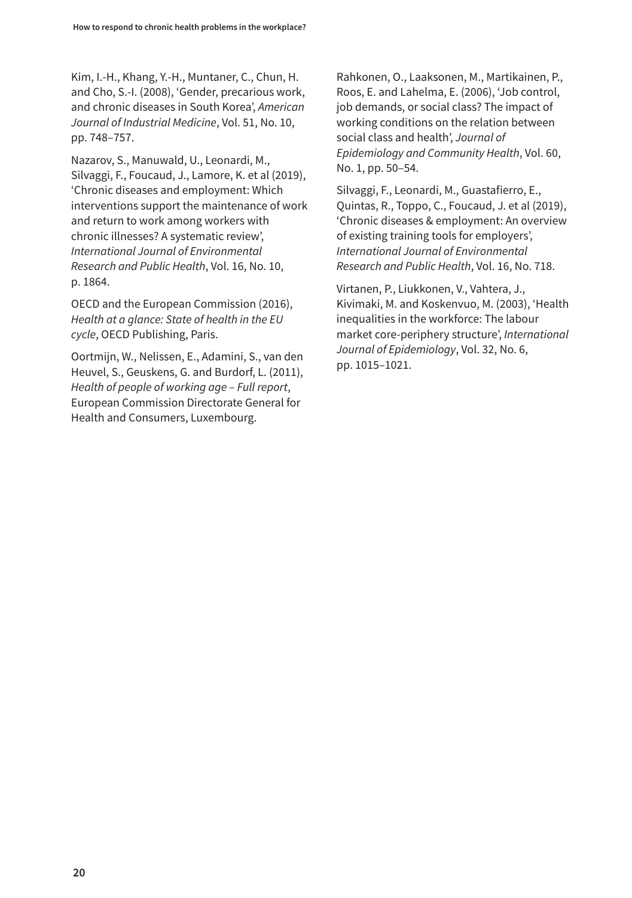Kim, I.-H., Khang, Y.-H., Muntaner, C., Chun, H. and Cho, S.-I. (2008), 'Gender, precarious work, and chronic diseases in South Korea', *American Journal of Industrial Medicine*, Vol. 51, No. 10, pp. 748–757.

Nazarov, S., Manuwald, U., Leonardi, M., Silvaggi, F., Foucaud, J., Lamore, K. et al (2019), 'Chronic diseases and employment: Which interventions support the maintenance of work and return to work among workers with chronic illnesses? A systematic review', *International Journal of Environmental Research and Public Health*, Vol. 16, No. 10, p. 1864.

OECD and the European Commission (2016), *Health at a glance: State of health in the EU cycle*, OECD Publishing, Paris.

Oortmijn, W., Nelissen, E., Adamini, S., van den Heuvel, S., Geuskens, G. and Burdorf, L. (2011), *Health of people of working age – Full report*, European Commission Directorate General for Health and Consumers, Luxembourg.

Rahkonen, O., Laaksonen, M., Martikainen, P., Roos, E. and Lahelma, E. (2006), 'Job control, job demands, or social class? The impact of working conditions on the relation between social class and health', *Journal of Epidemiology and Community Health*, Vol. 60, No. 1, pp. 50–54.

Silvaggi, F., Leonardi, M., Guastafierro, E., Quintas, R., Toppo, C., Foucaud, J. et al (2019), 'Chronic diseases & employment: An overview of existing training tools for employers', *International Journal of Environmental Research and Public Health*, Vol. 16, No. 718.

Virtanen, P., Liukkonen, V., Vahtera, J., Kivimaki, M. and Koskenvuo, M. (2003), 'Health inequalities in the workforce: The labour market core-periphery structure', *International Journal of Epidemiology*, Vol. 32, No. 6, pp. 1015–1021.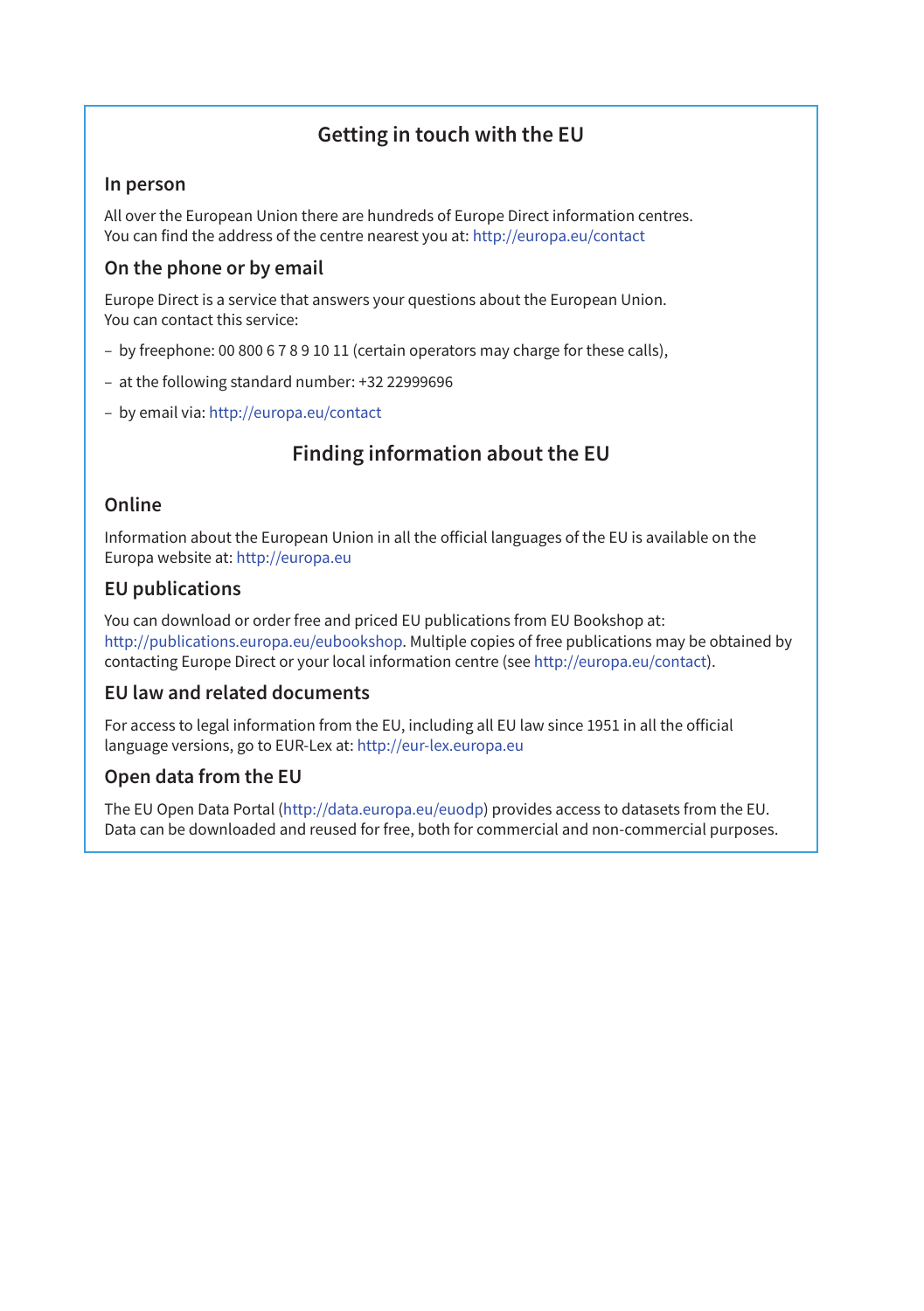## Getting in touch with the EU

### In person

All over the European Union there are hundreds of Europe Direct information centres.
You can find the address of the centre nearest you at: http://europa.eu/contact

### On the phone or by email

Europe Direct is a service that answers your questions about the European Union.
You can contact this service:

- by freephone: 00 800 6 7 8 9 10 11 (certain operators may charge for these calls),
- at the following standard number: +32 22999696
- by email via: http://europa.eu/contact

## Finding information about the EU

### Online

Information about the European Union in all the official languages of the EU is available on the Europa website at: http://europa.eu

### EU publications

You can download or order free and priced EU publications from EU Bookshop at: http://publications.europa.eu/eubookshop. Multiple copies of free publications may be obtained by contacting Europe Direct or your local information centre (see http://europa.eu/contact).

### EU law and related documents

For access to legal information from the EU, including all EU law since 1951 in all the official language versions, go to EUR-Lex at: http://eur-lex.europa.eu

### Open data from the EU

The EU Open Data Portal (http://data.europa.eu/euodp) provides access to datasets from the EU. Data can be downloaded and reused for free, both for commercial and non-commercial purposes.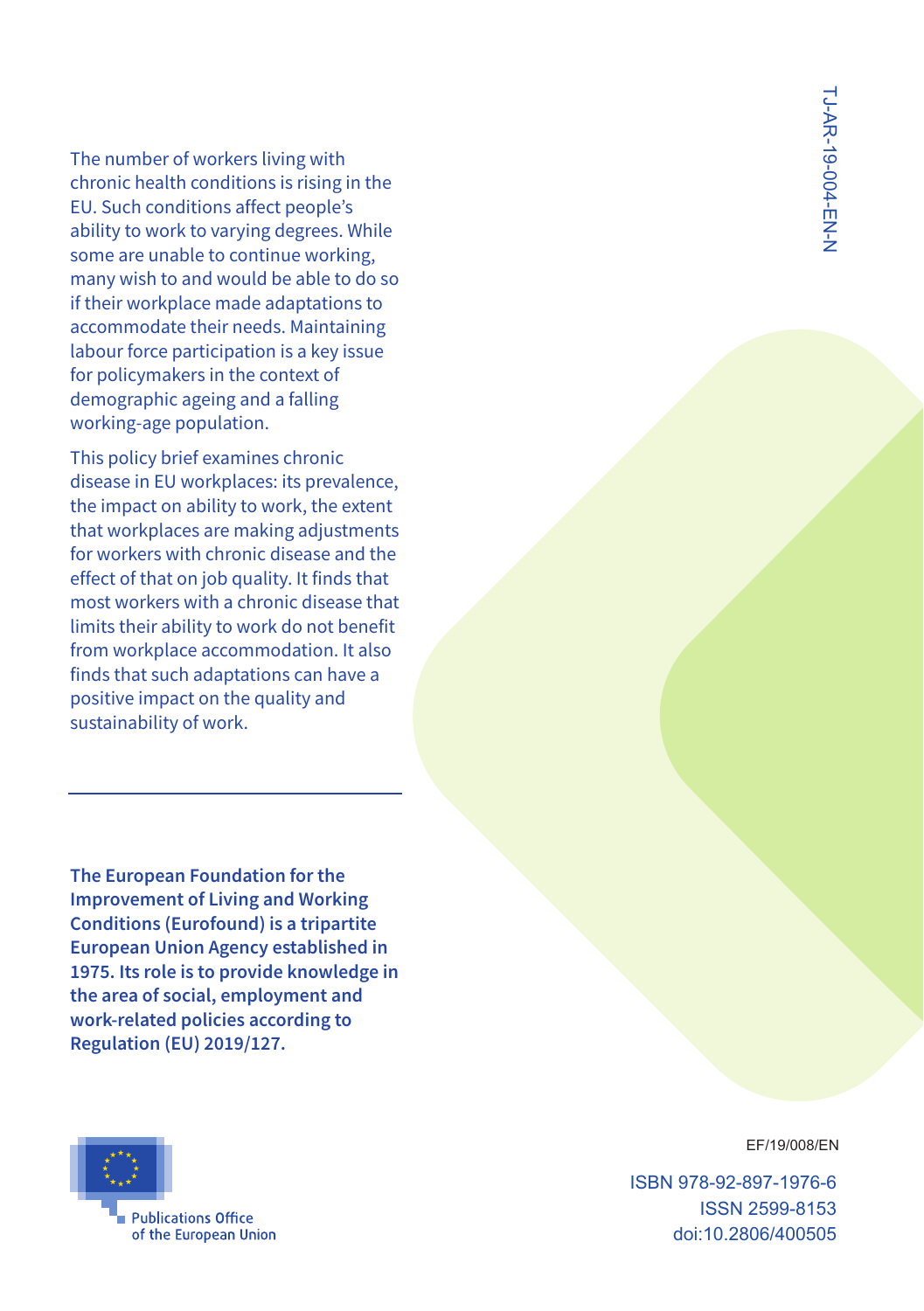The number of workers living with chronic health conditions is rising in the EU. Such conditions affect people's ability to work to varying degrees. While some are unable to continue working, many wish to and would be able to do so if their workplace made adaptations to accommodate their needs. Maintaining labour force participation is a key issue for policymakers in the context of demographic ageing and a falling working-age population.

This policy brief examines chronic disease in EU workplaces: its prevalence, the impact on ability to work, the extent that workplaces are making adjustments for workers with chronic disease and the effect of that on job quality. It finds that most workers with a chronic disease that limits their ability to work do not benefit from workplace accommodation. It also finds that such adaptations can have a positive impact on the quality and sustainability of work.

---

**The European Foundation for the Improvement of Living and Working Conditions (Eurofound) is a tripartite European Union Agency established in 1975. Its role is to provide knowledge in the area of social, employment and work-related policies according to Regulation (EU) 2019/127.**

TJ-AR-19-004-EN-N

Publications Office of the European Union

EF/19/008/EN

ISBN 978-92-897-1976-6
ISSN 2599-8153
doi:10.2806/400505